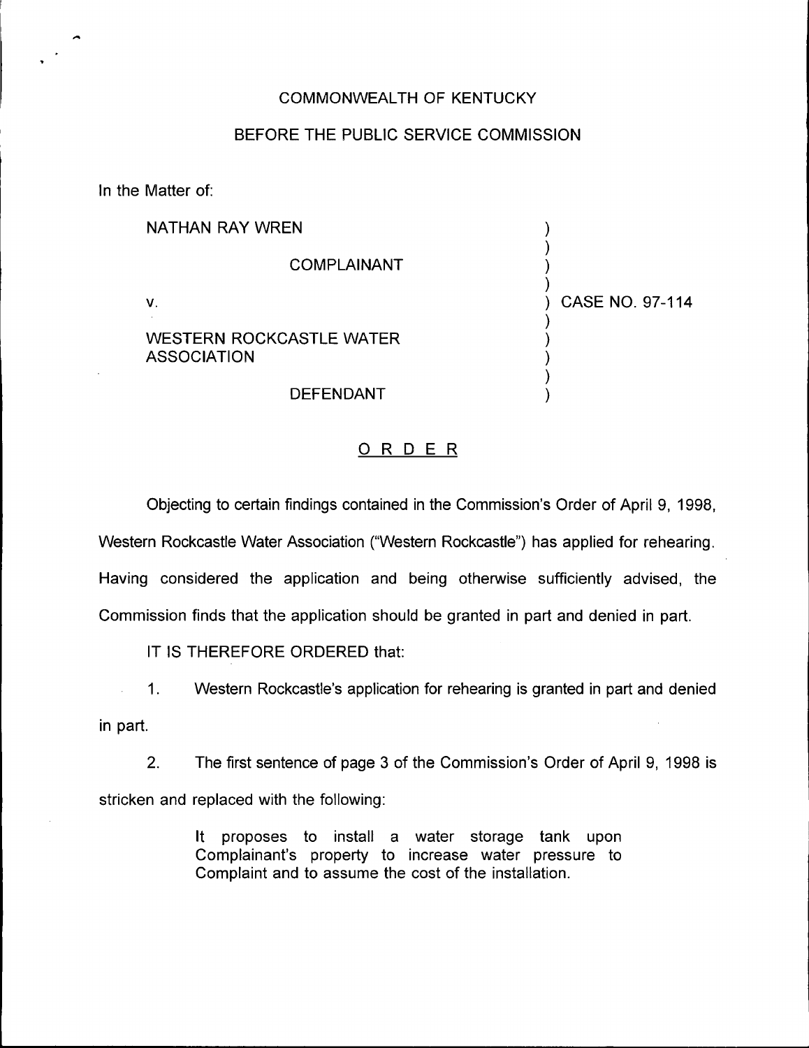COMMONWEALTH OF KENTUCKY

BEFORE THE PUBLIC SERVICE COMMISSION

In the Matter of:

| | |
|---|---|
| NATHAN RAY WREN<br><br>COMPLAINANT<br><br>v.<br><br>WESTERN ROCKCASTLE WATER ASSOCIATION<br><br>DEFENDANT | CASE NO. 97-114 |

## ORDER

Objecting to certain findings contained in the Commission's Order of April 9, 1998, Western Rockcastle Water Association ("Western Rockcastle") has applied for rehearing. Having considered the application and being otherwise sufficiently advised, the Commission finds that the application should be granted in part and denied in part.

IT IS THEREFORE ORDERED that:

1. Western Rockcastle's application for rehearing is granted in part and denied in part.

2. The first sentence of page 3 of the Commission's Order of April 9, 1998 is stricken and replaced with the following:

> It proposes to install a water storage tank upon Complainant's property to increase water pressure to Complaint and to assume the cost of the installation.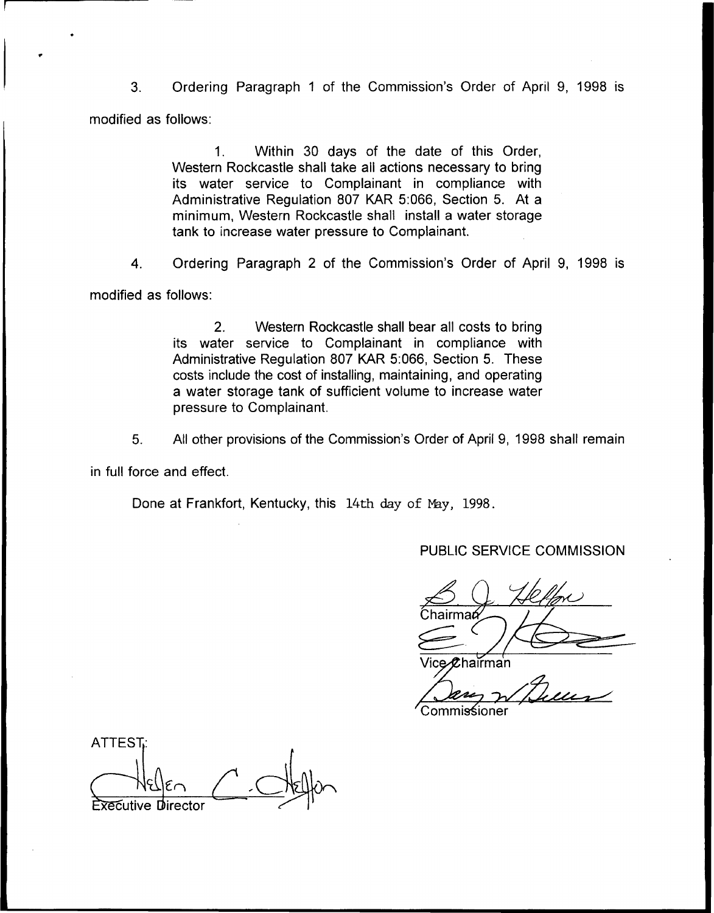3. Ordering Paragraph 1 of the Commission's Order of April 9, 1998 is modified as follows:

> 1. Within 30 days of the date of this Order, Western Rockcastle shall take all actions necessary to bring its water service to Complainant in compliance with Administrative Regulation 807 KAR 5:066, Section 5. At a minimum, Western Rockcastle shall install a water storage tank to increase water pressure to Complainant.

4. Ordering Paragraph 2 of the Commission's Order of April 9, 1998 is modified as follows:

> 2. Western Rockcastle shall bear all costs to bring its water service to Complainant in compliance with Administrative Regulation 807 KAR 5:066, Section 5. These costs include the cost of installing, maintaining, and operating a water storage tank of sufficient volume to increase water pressure to Complainant.

5. All other provisions of the Commission's Order of April 9, 1998 shall remain in full force and effect.

Done at Frankfort, Kentucky, this 14th day of May, 1998.

PUBLIC SERVICE COMMISSION

Chairman

Vice Chairman

Commissioner

ATTEST:

Executive Director